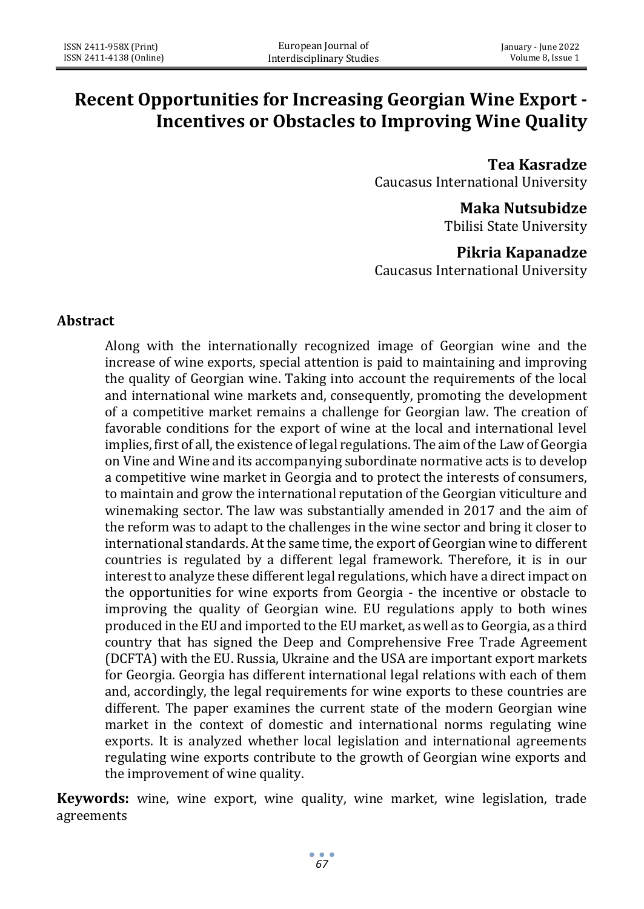# Recent Opportunities for Increasing Georgian Wine Export - Incentives or Obstacles to Improving Wine Quality

**Tea Kasradze**
Caucasus International University

**Maka Nutsubidze**
Tbilisi State University

**Pikria Kapanadze**
Caucasus International University

## Abstract

Along with the internationally recognized image of Georgian wine and the increase of wine exports, special attention is paid to maintaining and improving the quality of Georgian wine. Taking into account the requirements of the local and international wine markets and, consequently, promoting the development of a competitive market remains a challenge for Georgian law. The creation of favorable conditions for the export of wine at the local and international level implies, first of all, the existence of legal regulations. The aim of the Law of Georgia on Vine and Wine and its accompanying subordinate normative acts is to develop a competitive wine market in Georgia and to protect the interests of consumers, to maintain and grow the international reputation of the Georgian viticulture and winemaking sector. The law was substantially amended in 2017 and the aim of the reform was to adapt to the challenges in the wine sector and bring it closer to international standards. At the same time, the export of Georgian wine to different countries is regulated by a different legal framework. Therefore, it is in our interest to analyze these different legal regulations, which have a direct impact on the opportunities for wine exports from Georgia - the incentive or obstacle to improving the quality of Georgian wine. EU regulations apply to both wines produced in the EU and imported to the EU market, as well as to Georgia, as a third country that has signed the Deep and Comprehensive Free Trade Agreement (DCFTA) with the EU. Russia, Ukraine and the USA are important export markets for Georgia. Georgia has different international legal relations with each of them and, accordingly, the legal requirements for wine exports to these countries are different. The paper examines the current state of the modern Georgian wine market in the context of domestic and international norms regulating wine exports. It is analyzed whether local legislation and international agreements regulating wine exports contribute to the growth of Georgian wine exports and the improvement of wine quality.

**Keywords:** wine, wine export, wine quality, wine market, wine legislation, trade agreements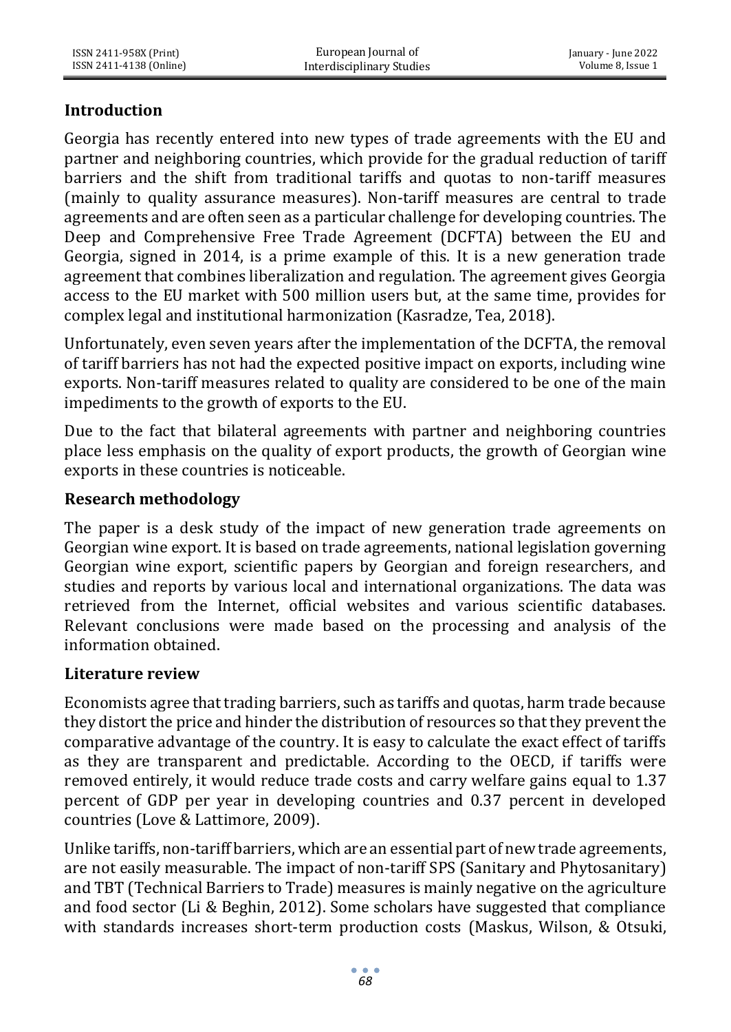## Introduction

Georgia has recently entered into new types of trade agreements with the EU and partner and neighboring countries, which provide for the gradual reduction of tariff barriers and the shift from traditional tariffs and quotas to non-tariff measures (mainly to quality assurance measures). Non-tariff measures are central to trade agreements and are often seen as a particular challenge for developing countries. The Deep and Comprehensive Free Trade Agreement (DCFTA) between the EU and Georgia, signed in 2014, is a prime example of this. It is a new generation trade agreement that combines liberalization and regulation. The agreement gives Georgia access to the EU market with 500 million users but, at the same time, provides for complex legal and institutional harmonization (Kasradze, Tea, 2018).

Unfortunately, even seven years after the implementation of the DCFTA, the removal of tariff barriers has not had the expected positive impact on exports, including wine exports. Non-tariff measures related to quality are considered to be one of the main impediments to the growth of exports to the EU.

Due to the fact that bilateral agreements with partner and neighboring countries place less emphasis on the quality of export products, the growth of Georgian wine exports in these countries is noticeable.

## Research methodology

The paper is a desk study of the impact of new generation trade agreements on Georgian wine export. It is based on trade agreements, national legislation governing Georgian wine export, scientific papers by Georgian and foreign researchers, and studies and reports by various local and international organizations. The data was retrieved from the Internet, official websites and various scientific databases. Relevant conclusions were made based on the processing and analysis of the information obtained.

## Literature review

Economists agree that trading barriers, such as tariffs and quotas, harm trade because they distort the price and hinder the distribution of resources so that they prevent the comparative advantage of the country. It is easy to calculate the exact effect of tariffs as they are transparent and predictable. According to the OECD, if tariffs were removed entirely, it would reduce trade costs and carry welfare gains equal to 1.37 percent of GDP per year in developing countries and 0.37 percent in developed countries (Love & Lattimore, 2009).

Unlike tariffs, non-tariff barriers, which are an essential part of new trade agreements, are not easily measurable. The impact of non-tariff SPS (Sanitary and Phytosanitary) and TBT (Technical Barriers to Trade) measures is mainly negative on the agriculture and food sector (Li & Beghin, 2012). Some scholars have suggested that compliance with standards increases short-term production costs (Maskus, Wilson, & Otsuki,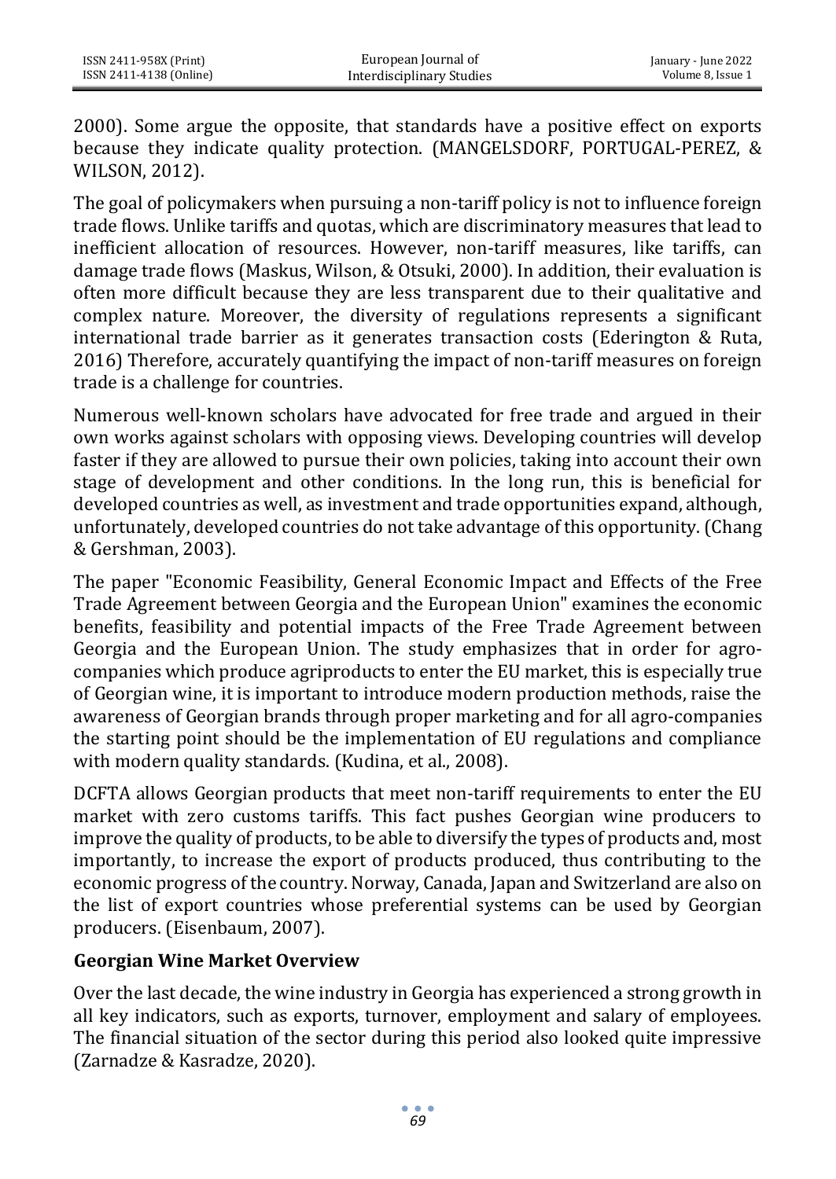2000). Some argue the opposite, that standards have a positive effect on exports because they indicate quality protection. (MANGELSDORF, PORTUGAL-PEREZ, & WILSON, 2012).

The goal of policymakers when pursuing a non-tariff policy is not to influence foreign trade flows. Unlike tariffs and quotas, which are discriminatory measures that lead to inefficient allocation of resources. However, non-tariff measures, like tariffs, can damage trade flows (Maskus, Wilson, & Otsuki, 2000). In addition, their evaluation is often more difficult because they are less transparent due to their qualitative and complex nature. Moreover, the diversity of regulations represents a significant international trade barrier as it generates transaction costs (Ederington & Ruta, 2016) Therefore, accurately quantifying the impact of non-tariff measures on foreign trade is a challenge for countries.

Numerous well-known scholars have advocated for free trade and argued in their own works against scholars with opposing views. Developing countries will develop faster if they are allowed to pursue their own policies, taking into account their own stage of development and other conditions. In the long run, this is beneficial for developed countries as well, as investment and trade opportunities expand, although, unfortunately, developed countries do not take advantage of this opportunity. (Chang & Gershman, 2003).

The paper "Economic Feasibility, General Economic Impact and Effects of the Free Trade Agreement between Georgia and the European Union" examines the economic benefits, feasibility and potential impacts of the Free Trade Agreement between Georgia and the European Union. The study emphasizes that in order for agro-companies which produce agriproducts to enter the EU market, this is especially true of Georgian wine, it is important to introduce modern production methods, raise the awareness of Georgian brands through proper marketing and for all agro-companies the starting point should be the implementation of EU regulations and compliance with modern quality standards. (Kudina, et al., 2008).

DCFTA allows Georgian products that meet non-tariff requirements to enter the EU market with zero customs tariffs. This fact pushes Georgian wine producers to improve the quality of products, to be able to diversify the types of products and, most importantly, to increase the export of products produced, thus contributing to the economic progress of the country. Norway, Canada, Japan and Switzerland are also on the list of export countries whose preferential systems can be used by Georgian producers. (Eisenbaum, 2007).

## Georgian Wine Market Overview

Over the last decade, the wine industry in Georgia has experienced a strong growth in all key indicators, such as exports, turnover, employment and salary of employees. The financial situation of the sector during this period also looked quite impressive (Zarnadze & Kasradze, 2020).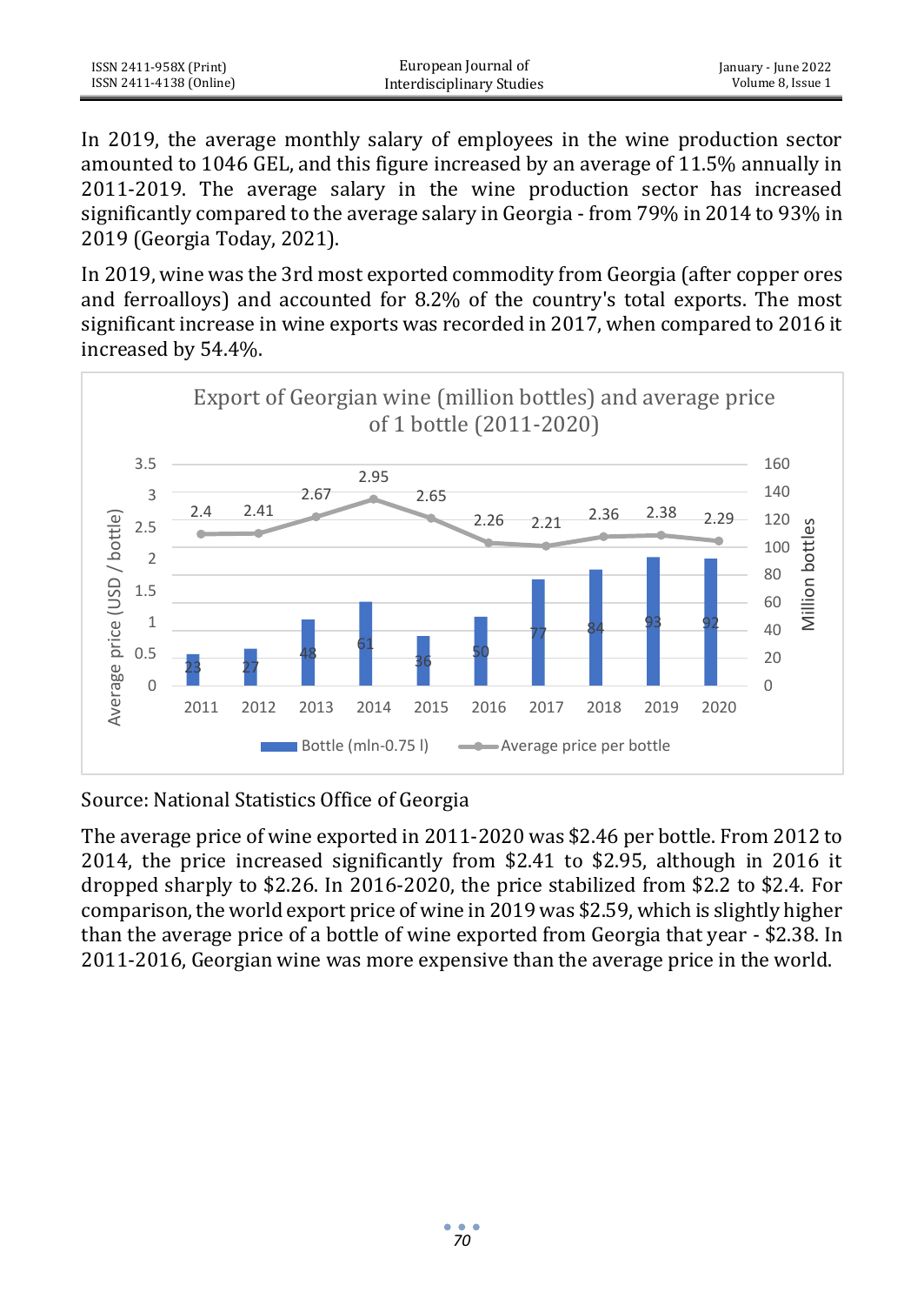In 2019, the average monthly salary of employees in the wine production sector amounted to 1046 GEL, and this figure increased by an average of 11.5% annually in 2011-2019. The average salary in the wine production sector has increased significantly compared to the average salary in Georgia - from 79% in 2014 to 93% in 2019 (Georgia Today, 2021).

In 2019, wine was the 3rd most exported commodity from Georgia (after copper ores and ferroalloys) and accounted for 8.2% of the country's total exports. The most significant increase in wine exports was recorded in 2017, when compared to 2016 it increased by 54.4%.

Export of Georgian wine (million bottles) and average price of 1 bottle (2011-2020)

| Year | Bottle (mln-0.75 l) | Average price per bottle (USD / bottle) |
|---|---|---|
| 2011 | 23 | 2.4 |
| 2012 | 27 | 2.41 |
| 2013 | 48 | 2.67 |
| 2014 | 61 | 2.95 |
| 2015 | 36 | 2.65 |
| 2016 | 50 | 2.26 |
| 2017 | 77 | 2.21 |
| 2018 | 84 | 2.36 |
| 2019 | 93 | 2.38 |
| 2020 | 92 | 2.29 |

Source: National Statistics Office of Georgia

The average price of wine exported in 2011-2020 was $2.46 per bottle. From 2012 to 2014, the price increased significantly from $2.41 to $2.95, although in 2016 it dropped sharply to $2.26. In 2016-2020, the price stabilized from $2.2 to $2.4. For comparison, the world export price of wine in 2019 was $2.59, which is slightly higher than the average price of a bottle of wine exported from Georgia that year - $2.38. In 2011-2016, Georgian wine was more expensive than the average price in the world.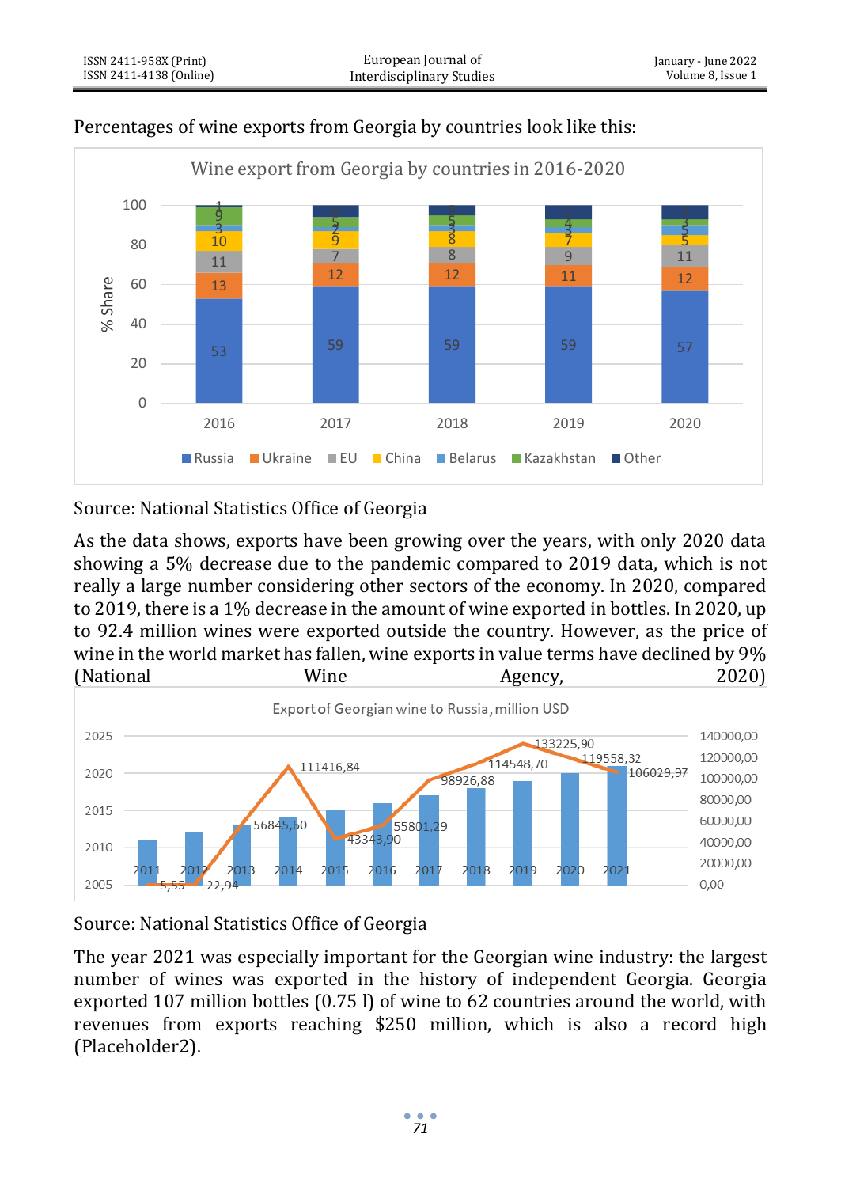Percentages of wine exports from Georgia by countries look like this:

Wine export from Georgia by countries in 2016-2020

Source: National Statistics Office of Georgia

As the data shows, exports have been growing over the years, with only 2020 data showing a 5% decrease due to the pandemic compared to 2019 data, which is not really a large number considering other sectors of the economy. In 2020, compared to 2019, there is a 1% decrease in the amount of wine exported in bottles. In 2020, up to 92.4 million wines were exported outside the country. However, as the price of wine in the world market has fallen, wine exports in value terms have declined by 9% (National Wine Agency, 2020)

Export of Georgian wine to Russia, million USD

Source: National Statistics Office of Georgia

The year 2021 was especially important for the Georgian wine industry: the largest number of wines was exported in the history of independent Georgia. Georgia exported 107 million bottles (0.75 l) of wine to 62 countries around the world, with revenues from exports reaching $250 million, which is also a record high (Placeholder2).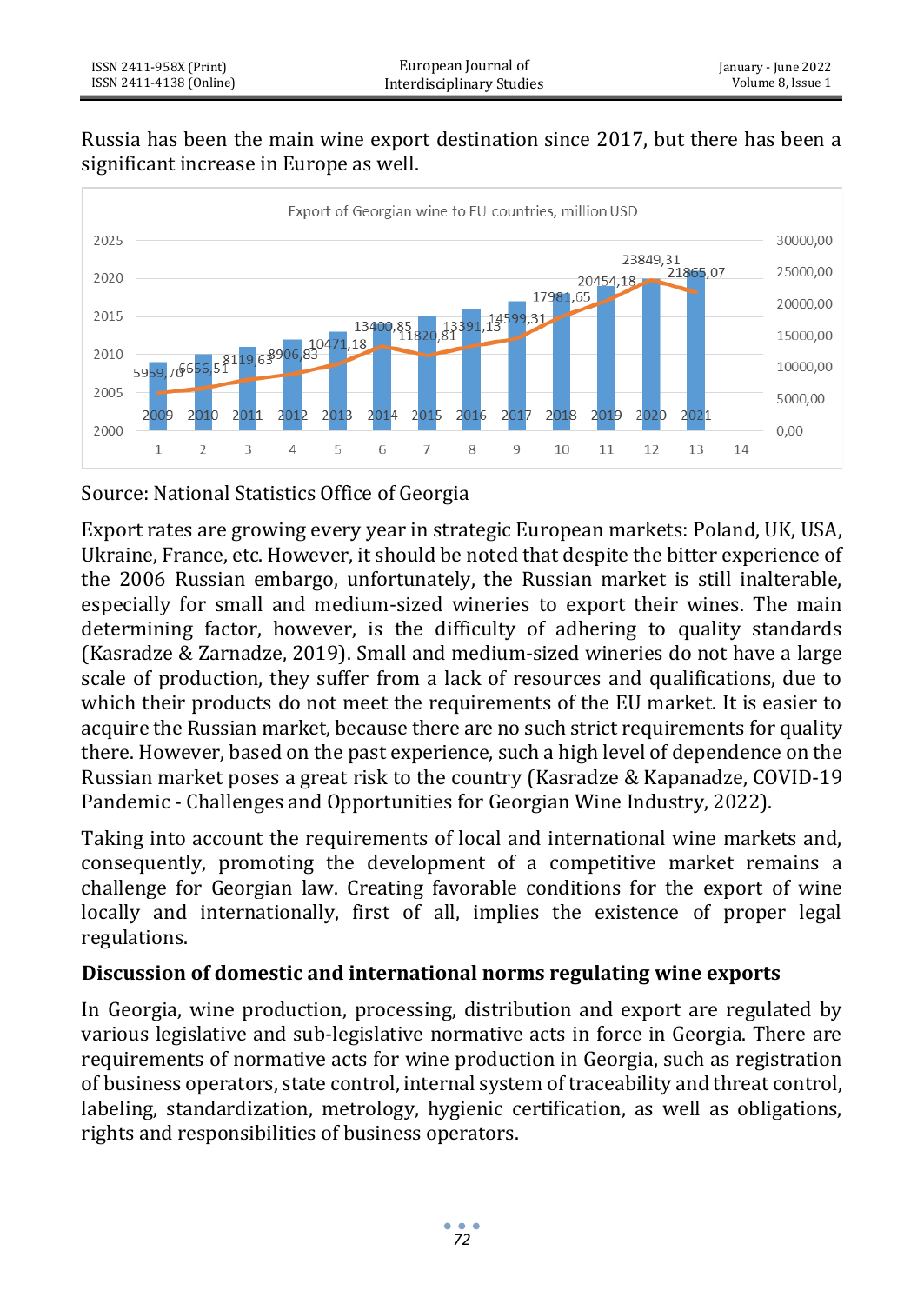Russia has been the main wine export destination since 2017, but there has been a significant increase in Europe as well.

Export of Georgian wine to EU countries, million USD

| Year | Value |
|---|---|
| 2009 | 5959,70 |
| 2010 | 6656,51 |
| 2011 | 8119,63 |
| 2012 | 8906,83 |
| 2013 | 10471,18 |
| 2014 | 13400,85 |
| 2015 | 11820,81 |
| 2016 | 13391,13 |
| 2017 | 14599,31 |
| 2018 | 17981,65 |
| 2019 | 20454,18 |
| 2020 | 23849,31 |
| 2021 | 21865,07 |

Source: National Statistics Office of Georgia

Export rates are growing every year in strategic European markets: Poland, UK, USA, Ukraine, France, etc. However, it should be noted that despite the bitter experience of the 2006 Russian embargo, unfortunately, the Russian market is still inalterable, especially for small and medium-sized wineries to export their wines. The main determining factor, however, is the difficulty of adhering to quality standards (Kasradze & Zarnadze, 2019). Small and medium-sized wineries do not have a large scale of production, they suffer from a lack of resources and qualifications, due to which their products do not meet the requirements of the EU market. It is easier to acquire the Russian market, because there are no such strict requirements for quality there. However, based on the past experience, such a high level of dependence on the Russian market poses a great risk to the country (Kasradze & Kapanadze, COVID-19 Pandemic - Challenges and Opportunities for Georgian Wine Industry, 2022).

Taking into account the requirements of local and international wine markets and, consequently, promoting the development of a competitive market remains a challenge for Georgian law. Creating favorable conditions for the export of wine locally and internationally, first of all, implies the existence of proper legal regulations.

## Discussion of domestic and international norms regulating wine exports

In Georgia, wine production, processing, distribution and export are regulated by various legislative and sub-legislative normative acts in force in Georgia. There are requirements of normative acts for wine production in Georgia, such as registration of business operators, state control, internal system of traceability and threat control, labeling, standardization, metrology, hygienic certification, as well as obligations, rights and responsibilities of business operators.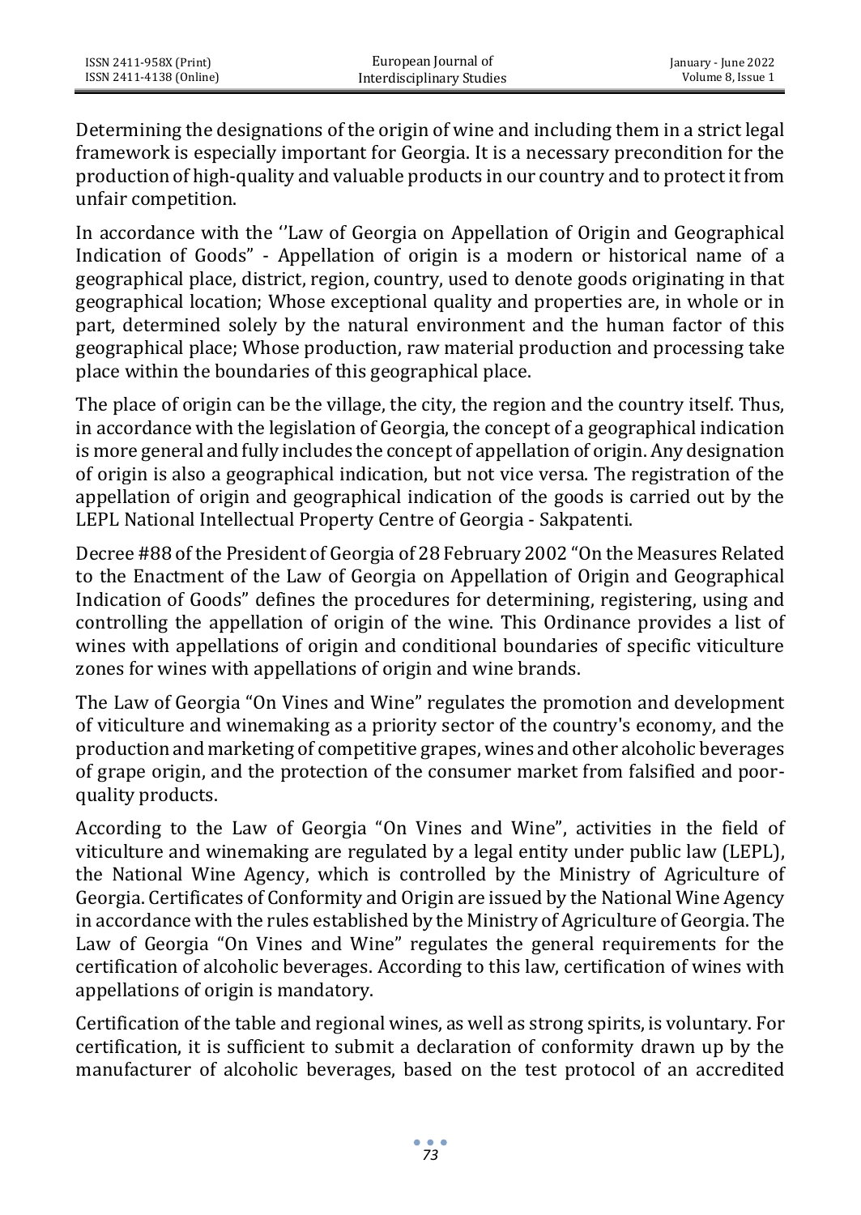Determining the designations of the origin of wine and including them in a strict legal framework is especially important for Georgia. It is a necessary precondition for the production of high-quality and valuable products in our country and to protect it from unfair competition.

In accordance with the ''Law of Georgia on Appellation of Origin and Geographical Indication of Goods" - Appellation of origin is a modern or historical name of a geographical place, district, region, country, used to denote goods originating in that geographical location; Whose exceptional quality and properties are, in whole or in part, determined solely by the natural environment and the human factor of this geographical place; Whose production, raw material production and processing take place within the boundaries of this geographical place.

The place of origin can be the village, the city, the region and the country itself. Thus, in accordance with the legislation of Georgia, the concept of a geographical indication is more general and fully includes the concept of appellation of origin. Any designation of origin is also a geographical indication, but not vice versa. The registration of the appellation of origin and geographical indication of the goods is carried out by the LEPL National Intellectual Property Centre of Georgia - Sakpatenti.

Decree #88 of the President of Georgia of 28 February 2002 "On the Measures Related to the Enactment of the Law of Georgia on Appellation of Origin and Geographical Indication of Goods" defines the procedures for determining, registering, using and controlling the appellation of origin of the wine. This Ordinance provides a list of wines with appellations of origin and conditional boundaries of specific viticulture zones for wines with appellations of origin and wine brands.

The Law of Georgia "On Vines and Wine" regulates the promotion and development of viticulture and winemaking as a priority sector of the country's economy, and the production and marketing of competitive grapes, wines and other alcoholic beverages of grape origin, and the protection of the consumer market from falsified and poor-quality products.

According to the Law of Georgia "On Vines and Wine", activities in the field of viticulture and winemaking are regulated by a legal entity under public law (LEPL), the National Wine Agency, which is controlled by the Ministry of Agriculture of Georgia. Certificates of Conformity and Origin are issued by the National Wine Agency in accordance with the rules established by the Ministry of Agriculture of Georgia. The Law of Georgia "On Vines and Wine" regulates the general requirements for the certification of alcoholic beverages. According to this law, certification of wines with appellations of origin is mandatory.

Certification of the table and regional wines, as well as strong spirits, is voluntary. For certification, it is sufficient to submit a declaration of conformity drawn up by the manufacturer of alcoholic beverages, based on the test protocol of an accredited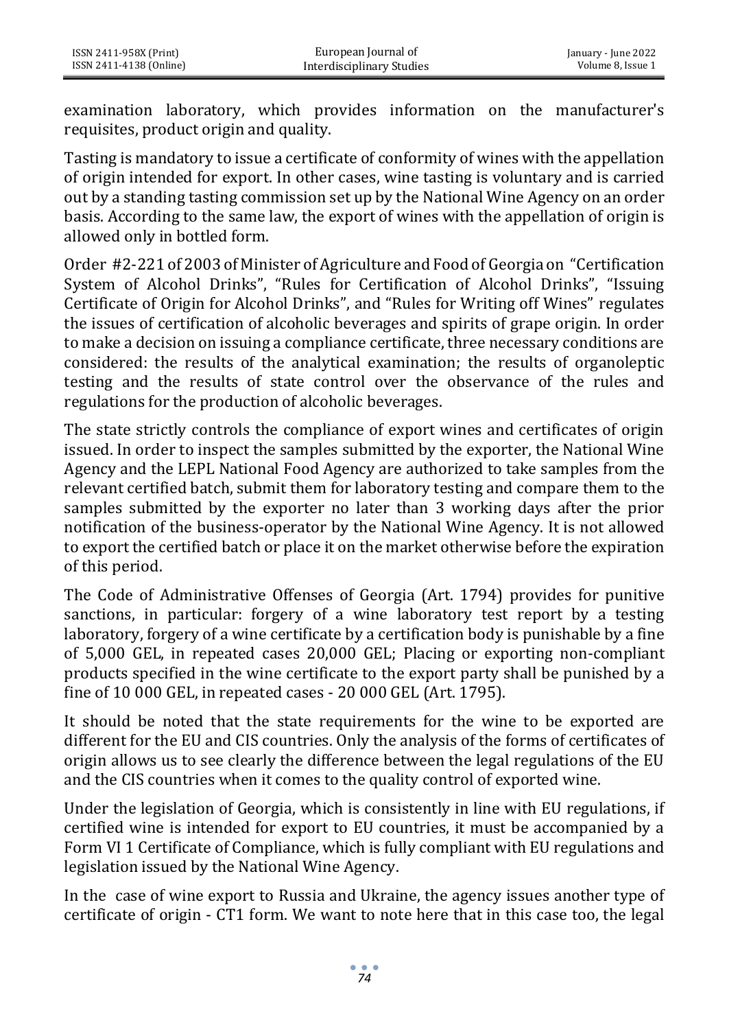examination laboratory, which provides information on the manufacturer's requisites, product origin and quality.

Tasting is mandatory to issue a certificate of conformity of wines with the appellation of origin intended for export. In other cases, wine tasting is voluntary and is carried out by a standing tasting commission set up by the National Wine Agency on an order basis. According to the same law, the export of wines with the appellation of origin is allowed only in bottled form.

Order #2-221 of 2003 of Minister of Agriculture and Food of Georgia on "Certification System of Alcohol Drinks", "Rules for Certification of Alcohol Drinks", "Issuing Certificate of Origin for Alcohol Drinks", and "Rules for Writing off Wines" regulates the issues of certification of alcoholic beverages and spirits of grape origin. In order to make a decision on issuing a compliance certificate, three necessary conditions are considered: the results of the analytical examination; the results of organoleptic testing and the results of state control over the observance of the rules and regulations for the production of alcoholic beverages.

The state strictly controls the compliance of export wines and certificates of origin issued. In order to inspect the samples submitted by the exporter, the National Wine Agency and the LEPL National Food Agency are authorized to take samples from the relevant certified batch, submit them for laboratory testing and compare them to the samples submitted by the exporter no later than 3 working days after the prior notification of the business-operator by the National Wine Agency. It is not allowed to export the certified batch or place it on the market otherwise before the expiration of this period.

The Code of Administrative Offenses of Georgia (Art. 1794) provides for punitive sanctions, in particular: forgery of a wine laboratory test report by a testing laboratory, forgery of a wine certificate by a certification body is punishable by a fine of 5,000 GEL, in repeated cases 20,000 GEL; Placing or exporting non-compliant products specified in the wine certificate to the export party shall be punished by a fine of 10 000 GEL, in repeated cases - 20 000 GEL (Art. 1795).

It should be noted that the state requirements for the wine to be exported are different for the EU and CIS countries. Only the analysis of the forms of certificates of origin allows us to see clearly the difference between the legal regulations of the EU and the CIS countries when it comes to the quality control of exported wine.

Under the legislation of Georgia, which is consistently in line with EU regulations, if certified wine is intended for export to EU countries, it must be accompanied by a Form VI 1 Certificate of Compliance, which is fully compliant with EU regulations and legislation issued by the National Wine Agency.

In the case of wine export to Russia and Ukraine, the agency issues another type of certificate of origin - CT1 form. We want to note here that in this case too, the legal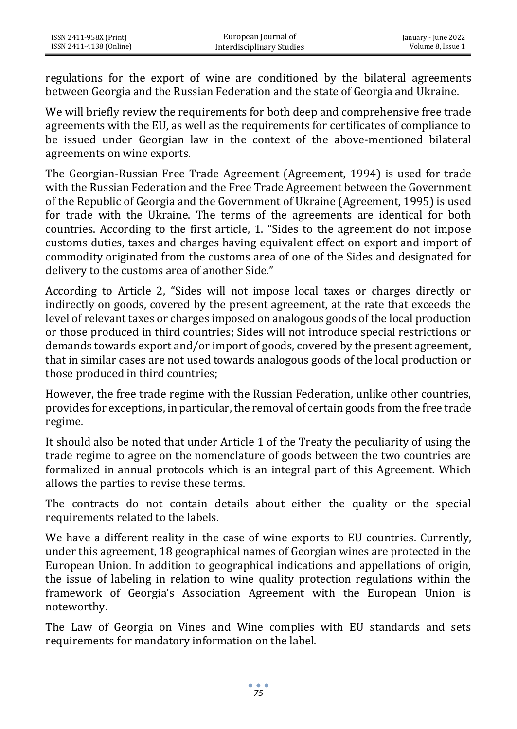regulations for the export of wine are conditioned by the bilateral agreements between Georgia and the Russian Federation and the state of Georgia and Ukraine.

We will briefly review the requirements for both deep and comprehensive free trade agreements with the EU, as well as the requirements for certificates of compliance to be issued under Georgian law in the context of the above-mentioned bilateral agreements on wine exports.

The Georgian-Russian Free Trade Agreement (Agreement, 1994) is used for trade with the Russian Federation and the Free Trade Agreement between the Government of the Republic of Georgia and the Government of Ukraine (Agreement, 1995) is used for trade with the Ukraine. The terms of the agreements are identical for both countries. According to the first article, 1. "Sides to the agreement do not impose customs duties, taxes and charges having equivalent effect on export and import of commodity originated from the customs area of one of the Sides and designated for delivery to the customs area of another Side."

According to Article 2, "Sides will not impose local taxes or charges directly or indirectly on goods, covered by the present agreement, at the rate that exceeds the level of relevant taxes or charges imposed on analogous goods of the local production or those produced in third countries; Sides will not introduce special restrictions or demands towards export and/or import of goods, covered by the present agreement, that in similar cases are not used towards analogous goods of the local production or those produced in third countries;

However, the free trade regime with the Russian Federation, unlike other countries, provides for exceptions, in particular, the removal of certain goods from the free trade regime.

It should also be noted that under Article 1 of the Treaty the peculiarity of using the trade regime to agree on the nomenclature of goods between the two countries are formalized in annual protocols which is an integral part of this Agreement. Which allows the parties to revise these terms.

The contracts do not contain details about either the quality or the special requirements related to the labels.

We have a different reality in the case of wine exports to EU countries. Currently, under this agreement, 18 geographical names of Georgian wines are protected in the European Union. In addition to geographical indications and appellations of origin, the issue of labeling in relation to wine quality protection regulations within the framework of Georgia's Association Agreement with the European Union is noteworthy.

The Law of Georgia on Vines and Wine complies with EU standards and sets requirements for mandatory information on the label.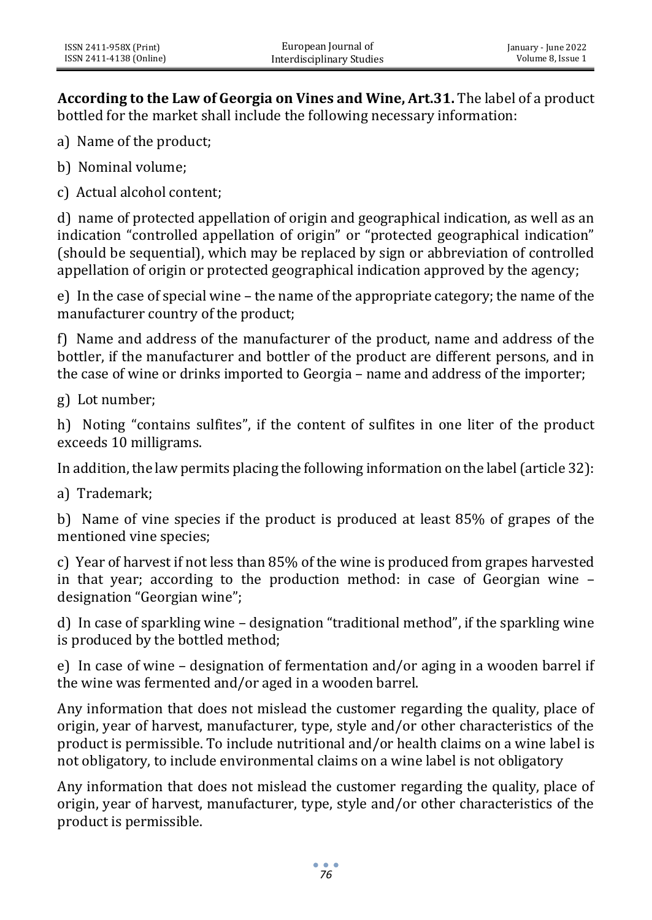**According to the Law of Georgia on Vines and Wine, Art.31.** The label of a product bottled for the market shall include the following necessary information:

a) Name of the product;

b) Nominal volume;

c) Actual alcohol content;

d) name of protected appellation of origin and geographical indication, as well as an indication “controlled appellation of origin” or “protected geographical indication” (should be sequential), which may be replaced by sign or abbreviation of controlled appellation of origin or protected geographical indication approved by the agency;

e) In the case of special wine – the name of the appropriate category; the name of the manufacturer country of the product;

f) Name and address of the manufacturer of the product, name and address of the bottler, if the manufacturer and bottler of the product are different persons, and in the case of wine or drinks imported to Georgia – name and address of the importer;

g) Lot number;

h) Noting “contains sulfites”, if the content of sulfites in one liter of the product exceeds 10 milligrams.

In addition, the law permits placing the following information on the label (article 32):

a) Trademark;

b) Name of vine species if the product is produced at least 85% of grapes of the mentioned vine species;

c) Year of harvest if not less than 85% of the wine is produced from grapes harvested in that year; according to the production method: in case of Georgian wine – designation “Georgian wine”;

d) In case of sparkling wine – designation “traditional method”, if the sparkling wine is produced by the bottled method;

e) In case of wine – designation of fermentation and/or aging in a wooden barrel if the wine was fermented and/or aged in a wooden barrel.

Any information that does not mislead the customer regarding the quality, place of origin, year of harvest, manufacturer, type, style and/or other characteristics of the product is permissible. To include nutritional and/or health claims on a wine label is not obligatory, to include environmental claims on a wine label is not obligatory

Any information that does not mislead the customer regarding the quality, place of origin, year of harvest, manufacturer, type, style and/or other characteristics of the product is permissible.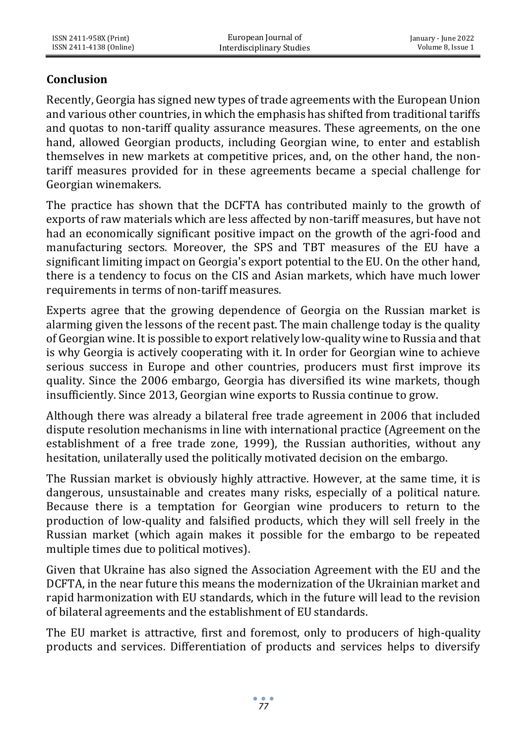## Conclusion

Recently, Georgia has signed new types of trade agreements with the European Union and various other countries, in which the emphasis has shifted from traditional tariffs and quotas to non-tariff quality assurance measures. These agreements, on the one hand, allowed Georgian products, including Georgian wine, to enter and establish themselves in new markets at competitive prices, and, on the other hand, the non-tariff measures provided for in these agreements became a special challenge for Georgian winemakers.

The practice has shown that the DCFTA has contributed mainly to the growth of exports of raw materials which are less affected by non-tariff measures, but have not had an economically significant positive impact on the growth of the agri-food and manufacturing sectors. Moreover, the SPS and TBT measures of the EU have a significant limiting impact on Georgia's export potential to the EU. On the other hand, there is a tendency to focus on the CIS and Asian markets, which have much lower requirements in terms of non-tariff measures.

Experts agree that the growing dependence of Georgia on the Russian market is alarming given the lessons of the recent past. The main challenge today is the quality of Georgian wine. It is possible to export relatively low-quality wine to Russia and that is why Georgia is actively cooperating with it. In order for Georgian wine to achieve serious success in Europe and other countries, producers must first improve its quality. Since the 2006 embargo, Georgia has diversified its wine markets, though insufficiently. Since 2013, Georgian wine exports to Russia continue to grow.

Although there was already a bilateral free trade agreement in 2006 that included dispute resolution mechanisms in line with international practice (Agreement on the establishment of a free trade zone, 1999), the Russian authorities, without any hesitation, unilaterally used the politically motivated decision on the embargo.

The Russian market is obviously highly attractive. However, at the same time, it is dangerous, unsustainable and creates many risks, especially of a political nature. Because there is a temptation for Georgian wine producers to return to the production of low-quality and falsified products, which they will sell freely in the Russian market (which again makes it possible for the embargo to be repeated multiple times due to political motives).

Given that Ukraine has also signed the Association Agreement with the EU and the DCFTA, in the near future this means the modernization of the Ukrainian market and rapid harmonization with EU standards, which in the future will lead to the revision of bilateral agreements and the establishment of EU standards.

The EU market is attractive, first and foremost, only to producers of high-quality products and services. Differentiation of products and services helps to diversify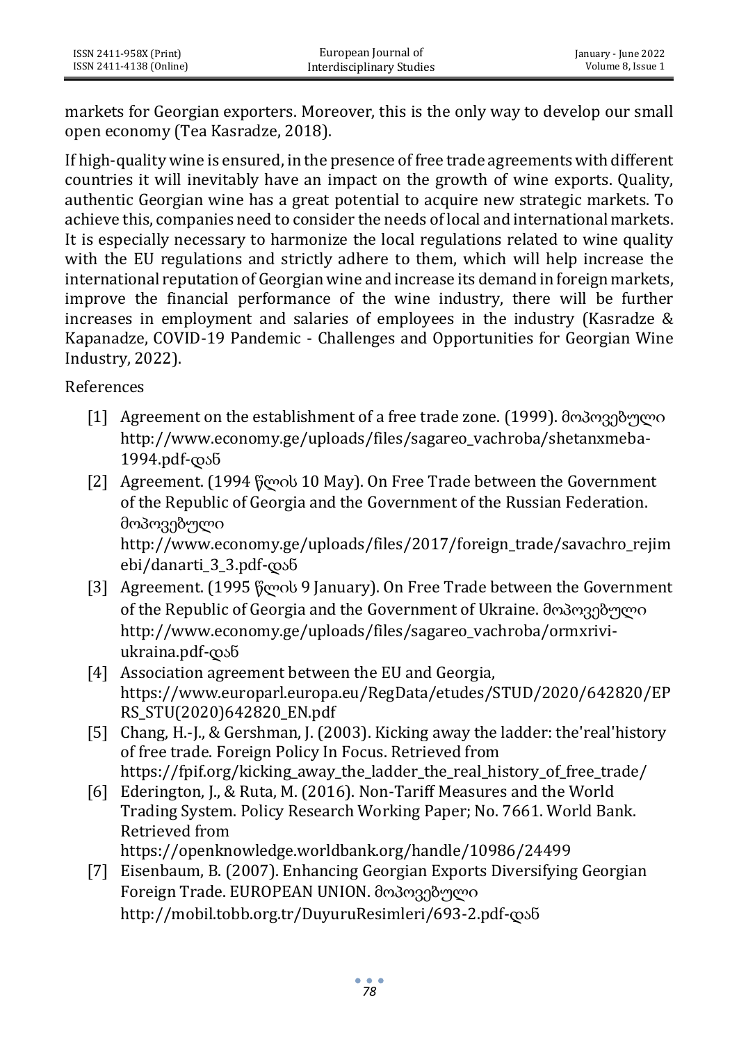markets for Georgian exporters. Moreover, this is the only way to develop our small open economy (Tea Kasradze, 2018).

If high-quality wine is ensured, in the presence of free trade agreements with different countries it will inevitably have an impact on the growth of wine exports. Quality, authentic Georgian wine has a great potential to acquire new strategic markets. To achieve this, companies need to consider the needs of local and international markets. It is especially necessary to harmonize the local regulations related to wine quality with the EU regulations and strictly adhere to them, which will help increase the international reputation of Georgian wine and increase its demand in foreign markets, improve the financial performance of the wine industry, there will be further increases in employment and salaries of employees in the industry (Kasradze & Kapanadze, COVID-19 Pandemic - Challenges and Opportunities for Georgian Wine Industry, 2022).

References

[1] Agreement on the establishment of a free trade zone. (1999). მოპოვებული http://www.economy.ge/uploads/files/sagareo_vachroba/shetanxmeba-1994.pdf-დან

[2] Agreement. (1994 წლის 10 May). On Free Trade between the Government of the Republic of Georgia and the Government of the Russian Federation. მოპოვებული http://www.economy.ge/uploads/files/2017/foreign_trade/savachro_rejimebi/danarti_3_3.pdf-დან

[3] Agreement. (1995 წლის 9 January). On Free Trade between the Government of the Republic of Georgia and the Government of Ukraine. მოპოვებული http://www.economy.ge/uploads/files/sagareo_vachroba/ormxrivi-ukraina.pdf-დან

[4] Association agreement between the EU and Georgia, https://www.europarl.europa.eu/RegData/etudes/STUD/2020/642820/EPRS_STU(2020)642820_EN.pdf

[5] Chang, H.-J., & Gershman, J. (2003). Kicking away the ladder: the'real'history of free trade. Foreign Policy In Focus. Retrieved from https://fpif.org/kicking_away_the_ladder_the_real_history_of_free_trade/

[6] Ederington, J., & Ruta, M. (2016). Non-Tariff Measures and the World Trading System. Policy Research Working Paper; No. 7661. World Bank. Retrieved from https://openknowledge.worldbank.org/handle/10986/24499

[7] Eisenbaum, B. (2007). Enhancing Georgian Exports Diversifying Georgian Foreign Trade. EUROPEAN UNION. მოპოვებული http://mobil.tobb.org.tr/DuyuruResimleri/693-2.pdf-დან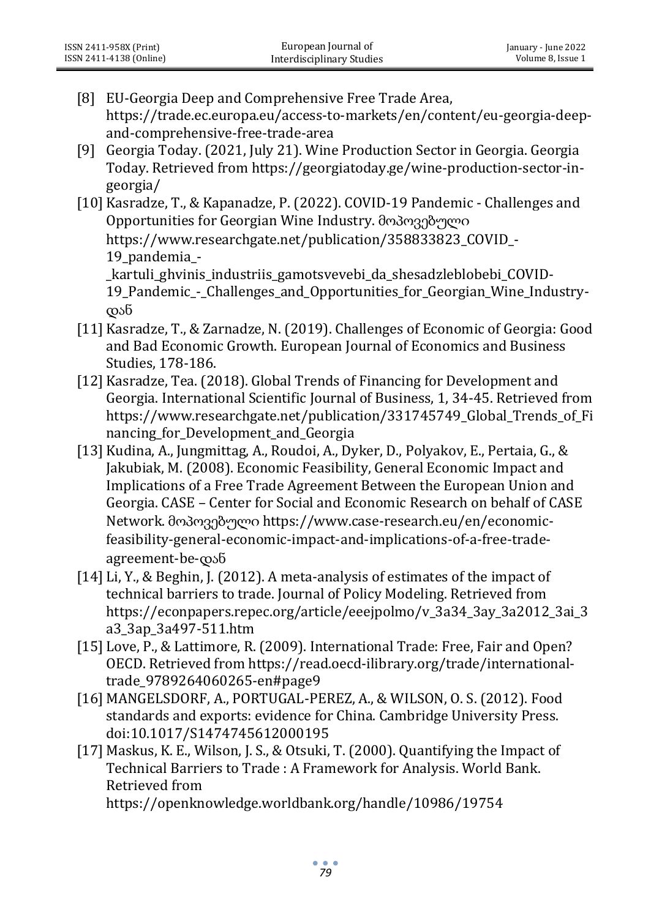[8] EU-Georgia Deep and Comprehensive Free Trade Area, https://trade.ec.europa.eu/access-to-markets/en/content/eu-georgia-deep-and-comprehensive-free-trade-area

[9] Georgia Today. (2021, July 21). Wine Production Sector in Georgia. Georgia Today. Retrieved from https://georgiatoday.ge/wine-production-sector-in-georgia/

[10] Kasradze, T., & Kapanadze, P. (2022). COVID-19 Pandemic - Challenges and Opportunities for Georgian Wine Industry. მოპოვებული https://www.researchgate.net/publication/358833823_COVID_-19_pandemia_-_kartuli_ghvinis_industriis_gamotsvevebi_da_shesadzleblobebi_COVID-19_Pandemic_-_Challenges_and_Opportunities_for_Georgian_Wine_Industry-დან

[11] Kasradze, T., & Zarnadze, N. (2019). Challenges of Economic of Georgia: Good and Bad Economic Growth. European Journal of Economics and Business Studies, 178-186.

[12] Kasradze, Tea. (2018). Global Trends of Financing for Development and Georgia. International Scientific Journal of Business, 1, 34-45. Retrieved from https://www.researchgate.net/publication/331745749_Global_Trends_of_Financing_for_Development_and_Georgia

[13] Kudina, A., Jungmittag, A., Roudoi, A., Dyker, D., Polyakov, E., Pertaia, G., & Jakubiak, M. (2008). Economic Feasibility, General Economic Impact and Implications of a Free Trade Agreement Between the European Union and Georgia. CASE – Center for Social and Economic Research on behalf of CASE Network. მოპოვებული https://www.case-research.eu/en/economic-feasibility-general-economic-impact-and-implications-of-a-free-trade-agreement-be-დან

[14] Li, Y., & Beghin, J. (2012). A meta-analysis of estimates of the impact of technical barriers to trade. Journal of Policy Modeling. Retrieved from https://econpapers.repec.org/article/eeejpolmo/v_3a34_3ay_3a2012_3ai_3a3_3ap_3a497-511.htm

[15] Love, P., & Lattimore, R. (2009). International Trade: Free, Fair and Open? OECD. Retrieved from https://read.oecd-ilibrary.org/trade/international-trade_9789264060265-en#page9

[16] MANGELSDORF, A., PORTUGAL-PEREZ, A., & WILSON, O. S. (2012). Food standards and exports: evidence for China. Cambridge University Press. doi:10.1017/S1474745612000195

[17] Maskus, K. E., Wilson, J. S., & Otsuki, T. (2000). Quantifying the Impact of Technical Barriers to Trade : A Framework for Analysis. World Bank. Retrieved from https://openknowledge.worldbank.org/handle/10986/19754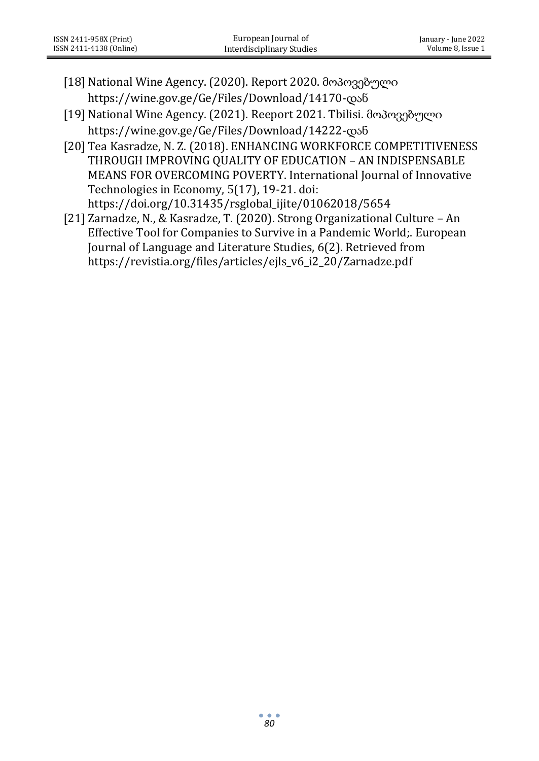[18] National Wine Agency. (2020). Report 2020. მოპოვებული https://wine.gov.ge/Ge/Files/Download/14170-დან

[19] National Wine Agency. (2021). Reeport 2021. Tbilisi. მოპოვებული https://wine.gov.ge/Ge/Files/Download/14222-დან

[20] Tea Kasradze, N. Z. (2018). ENHANCING WORKFORCE COMPETITIVENESS THROUGH IMPROVING QUALITY OF EDUCATION – AN INDISPENSABLE MEANS FOR OVERCOMING POVERTY. International Journal of Innovative Technologies in Economy, 5(17), 19-21. doi: https://doi.org/10.31435/rsglobal_ijite/01062018/5654

[21] Zarnadze, N., & Kasradze, T. (2020). Strong Organizational Culture – An Effective Tool for Companies to Survive in a Pandemic World;. European Journal of Language and Literature Studies, 6(2). Retrieved from https://revistia.org/files/articles/ejls_v6_i2_20/Zarnadze.pdf